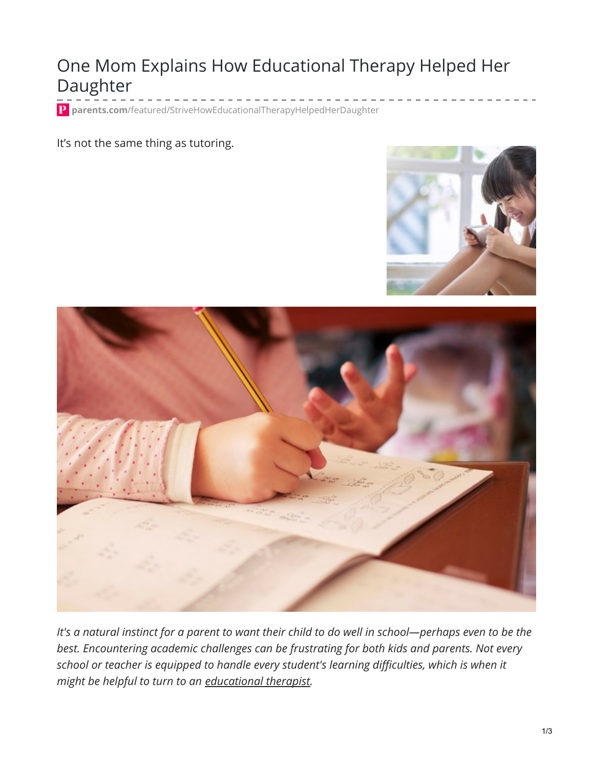# One Mom Explains How Educational Therapy Helped Her Daughter

parents.com/featured/StriveHowEducationalTherapyHelpedHerDaughter

It's not the same thing as tutoring.

*It's a natural instinct for a parent to want their child to do well in school—perhaps even to be the best. Encountering academic challenges can be frustrating for both kids and parents. Not every school or teacher is equipped to handle every student's learning difficulties, which is when it might be helpful to turn to an educational therapist.*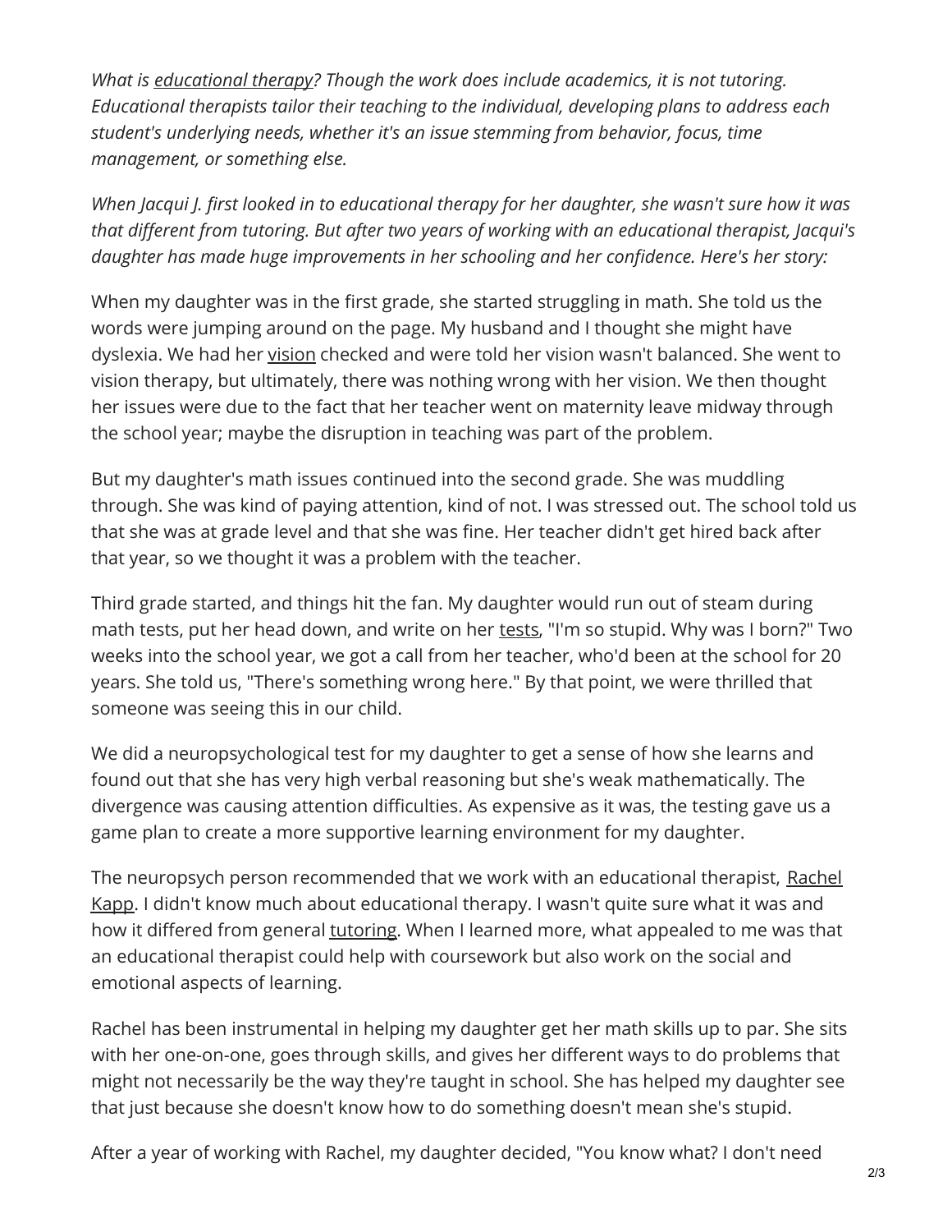*What is educational therapy? Though the work does include academics, it is not tutoring. Educational therapists tailor their teaching to the individual, developing plans to address each student's underlying needs, whether it's an issue stemming from behavior, focus, time management, or something else.*

*When Jacqui J. first looked in to educational therapy for her daughter, she wasn't sure how it was that different from tutoring. But after two years of working with an educational therapist, Jacqui's daughter has made huge improvements in her schooling and her confidence. Here's her story:*

When my daughter was in the first grade, she started struggling in math. She told us the words were jumping around on the page. My husband and I thought she might have dyslexia. We had her vision checked and were told her vision wasn't balanced. She went to vision therapy, but ultimately, there was nothing wrong with her vision. We then thought her issues were due to the fact that her teacher went on maternity leave midway through the school year; maybe the disruption in teaching was part of the problem.

But my daughter's math issues continued into the second grade. She was muddling through. She was kind of paying attention, kind of not. I was stressed out. The school told us that she was at grade level and that she was fine. Her teacher didn't get hired back after that year, so we thought it was a problem with the teacher.

Third grade started, and things hit the fan. My daughter would run out of steam during math tests, put her head down, and write on her tests, "I'm so stupid. Why was I born?" Two weeks into the school year, we got a call from her teacher, who'd been at the school for 20 years. She told us, "There's something wrong here." By that point, we were thrilled that someone was seeing this in our child.

We did a neuropsychological test for my daughter to get a sense of how she learns and found out that she has very high verbal reasoning but she's weak mathematically. The divergence was causing attention difficulties. As expensive as it was, the testing gave us a game plan to create a more supportive learning environment for my daughter.

The neuropsych person recommended that we work with an educational therapist, Rachel Kapp. I didn't know much about educational therapy. I wasn't quite sure what it was and how it differed from general tutoring. When I learned more, what appealed to me was that an educational therapist could help with coursework but also work on the social and emotional aspects of learning.

Rachel has been instrumental in helping my daughter get her math skills up to par. She sits with her one-on-one, goes through skills, and gives her different ways to do problems that might not necessarily be the way they're taught in school. She has helped my daughter see that just because she doesn't know how to do something doesn't mean she's stupid.

After a year of working with Rachel, my daughter decided, "You know what? I don't need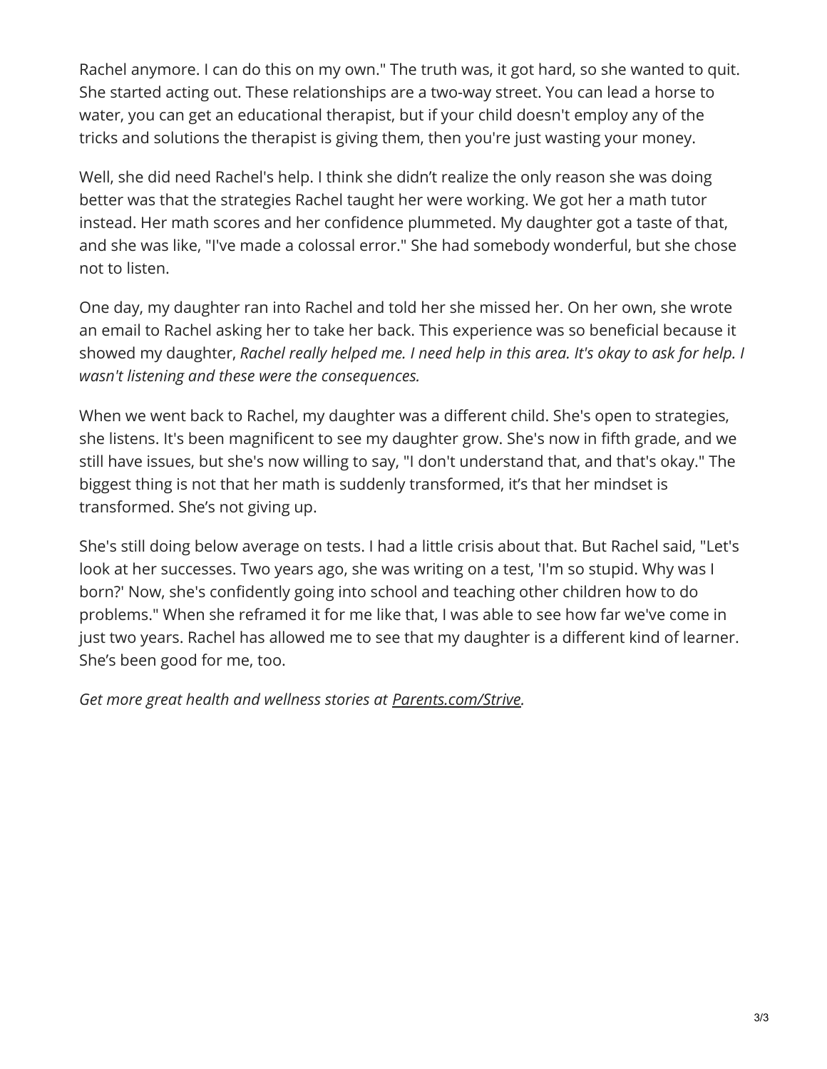Rachel anymore. I can do this on my own." The truth was, it got hard, so she wanted to quit. She started acting out. These relationships are a two-way street. You can lead a horse to water, you can get an educational therapist, but if your child doesn't employ any of the tricks and solutions the therapist is giving them, then you're just wasting your money.

Well, she did need Rachel's help. I think she didn't realize the only reason she was doing better was that the strategies Rachel taught her were working. We got her a math tutor instead. Her math scores and her confidence plummeted. My daughter got a taste of that, and she was like, "I've made a colossal error." She had somebody wonderful, but she chose not to listen.

One day, my daughter ran into Rachel and told her she missed her. On her own, she wrote an email to Rachel asking her to take her back. This experience was so beneficial because it showed my daughter, *Rachel really helped me. I need help in this area. It's okay to ask for help. I wasn't listening and these were the consequences.*

When we went back to Rachel, my daughter was a different child. She's open to strategies, she listens. It's been magnificent to see my daughter grow. She's now in fifth grade, and we still have issues, but she's now willing to say, "I don't understand that, and that's okay." The biggest thing is not that her math is suddenly transformed, it's that her mindset is transformed. She's not giving up.

She's still doing below average on tests. I had a little crisis about that. But Rachel said, "Let's look at her successes. Two years ago, she was writing on a test, 'I'm so stupid. Why was I born?' Now, she's confidently going into school and teaching other children how to do problems." When she reframed it for me like that, I was able to see how far we've come in just two years. Rachel has allowed me to see that my daughter is a different kind of learner. She's been good for me, too.

*Get more great health and wellness stories at Parents.com/Strive.*